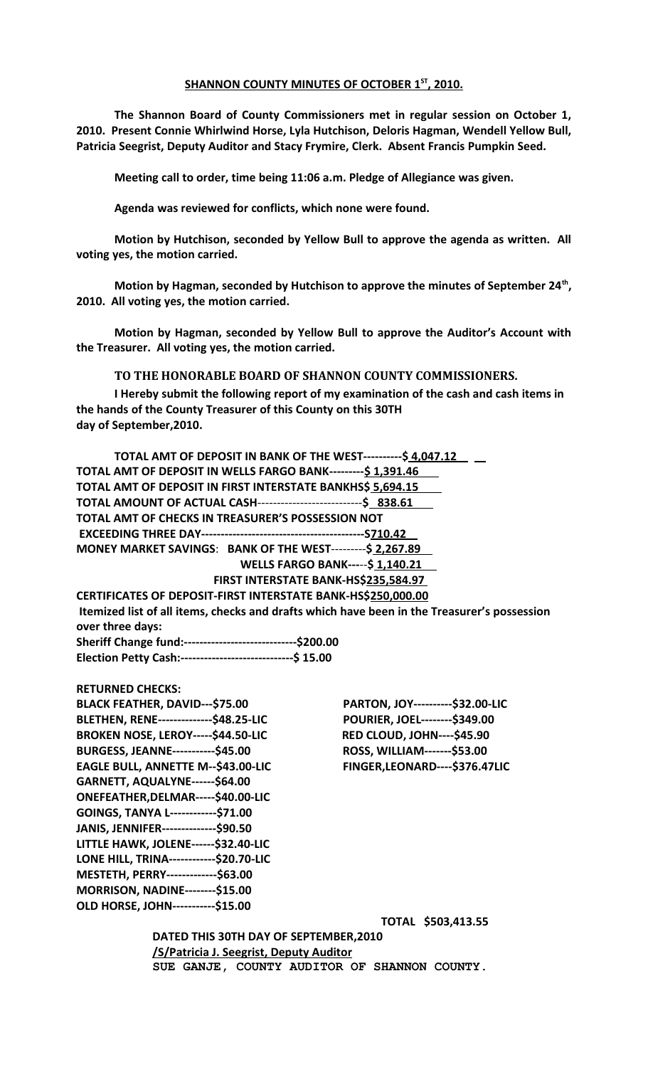## SHANNON COUNTY MINUTES OF OCTOBER 1ST, 2010.

**The Shannon Board of County Commissioners met in regular session on October 1, 2010. Present Connie Whirlwind Horse, Lyla Hutchison, Deloris Hagman, Wendell Yellow Bull, Patricia Seegrist, Deputy Auditor and Stacy Frymire, Clerk. Absent Francis Pumpkin Seed.**

**Meeting call to order, time being 11:06 a.m. Pledge of Allegiance was given.**

**Agenda was reviewed for conflicts, which none were found.**

**Motion by Hutchison, seconded by Yellow Bull to approve the agenda as written. All voting yes, the motion carried.**

**Motion by Hagman, seconded by Hutchison to approve the minutes of September 24th, 2010. All voting yes, the motion carried.**

**Motion by Hagman, seconded by Yellow Bull to approve the Auditor's Account with the Treasurer. All voting yes, the motion carried.**

**TO THE HONORABLE BOARD OF SHANNON COUNTY COMMISSIONERS.**

**I Hereby submit the following report of my examination of the cash and cash items in the hands of the County Treasurer of this County on this 30TH day of September,2010.**

**TOTAL AMT OF DEPOSIT IN BANK OF THE WEST----------$ 4,047.12**
**TOTAL AMT OF DEPOSIT IN WELLS FARGO BANK---------$ 1,391.46**
**TOTAL AMT OF DEPOSIT IN FIRST INTERSTATE BANKHS$ 5,694.15**
**TOTAL AMOUNT OF ACTUAL CASH---------------------------$ 838.61**
**TOTAL AMT OF CHECKS IN TREASURER'S POSSESSION NOT EXCEEDING THREE DAY------------------------------------------$710.42**
**MONEY MARKET SAVINGS: BANK OF THE WEST---------$ 2,267.89**
**WELLS FARGO BANK-----$ 1,140.21**
**FIRST INTERSTATE BANK-HS$235,584.97**
**CERTIFICATES OF DEPOSIT-FIRST INTERSTATE BANK-HS$250,000.00**
**Itemized list of all items, checks and drafts which have been in the Treasurer's possession over three days:**
**Sheriff Change fund:-----------------------------$200.00**
**Election Petty Cash:-----------------------------$ 15.00**

**RETURNED CHECKS:**
**BLACK FEATHER, DAVID---$75.00**
**BLETHEN, RENE--------------$48.25-LIC**
**BROKEN NOSE, LEROY-----$44.50-LIC**
**BURGESS, JEANNE-----------$45.00**
**EAGLE BULL, ANNETTE M--$43.00-LIC**
**GARNETT, AQUALYNE------$64.00**
**ONEFEATHER,DELMAR-----$40.00-LIC**
**GOINGS, TANYA L------------$71.00**
**JANIS, JENNIFER--------------$90.50**
**LITTLE HAWK, JOLENE------$32.40-LIC**
**LONE HILL, TRINA------------$20.70-LIC**
**MESTETH, PERRY-------------$63.00**
**MORRISON, NADINE--------$15.00**
**OLD HORSE, JOHN-----------$15.00**
**PARTON, JOY----------$32.00-LIC**
**POURIER, JOEL--------$349.00**
**RED CLOUD, JOHN----$45.90**
**ROSS, WILLIAM-------$53.00**
**FINGER,LEONARD----$376.47LIC**

**TOTAL $503,413.55**

**DATED THIS 30TH DAY OF SEPTEMBER,2010**
**/S/Patricia J. Seegrist, Deputy Auditor**
**SUE GANJE, COUNTY AUDITOR OF SHANNON COUNTY.**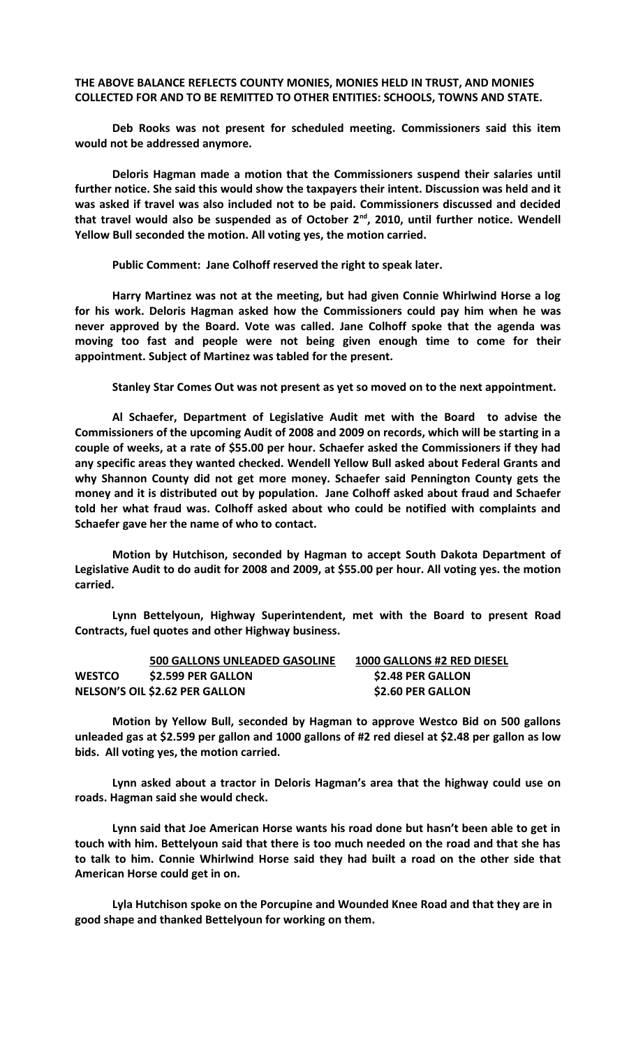**THE ABOVE BALANCE REFLECTS COUNTY MONIES, MONIES HELD IN TRUST, AND MONIES COLLECTED FOR AND TO BE REMITTED TO OTHER ENTITIES: SCHOOLS, TOWNS AND STATE.**

**Deb Rooks was not present for scheduled meeting. Commissioners said this item would not be addressed anymore.**

**Deloris Hagman made a motion that the Commissioners suspend their salaries until further notice. She said this would show the taxpayers their intent. Discussion was held and it was asked if travel was also included not to be paid. Commissioners discussed and decided that travel would also be suspended as of October 2nd, 2010, until further notice. Wendell Yellow Bull seconded the motion. All voting yes, the motion carried.**

**Public Comment: Jane Colhoff reserved the right to speak later.**

**Harry Martinez was not at the meeting, but had given Connie Whirlwind Horse a log for his work. Deloris Hagman asked how the Commissioners could pay him when he was never approved by the Board. Vote was called. Jane Colhoff spoke that the agenda was moving too fast and people were not being given enough time to come for their appointment. Subject of Martinez was tabled for the present.**

**Stanley Star Comes Out was not present as yet so moved on to the next appointment.**

**Al Schaefer, Department of Legislative Audit met with the Board to advise the Commissioners of the upcoming Audit of 2008 and 2009 on records, which will be starting in a couple of weeks, at a rate of $55.00 per hour. Schaefer asked the Commissioners if they had any specific areas they wanted checked. Wendell Yellow Bull asked about Federal Grants and why Shannon County did not get more money. Schaefer said Pennington County gets the money and it is distributed out by population. Jane Colhoff asked about fraud and Schaefer told her what fraud was. Colhoff asked about who could be notified with complaints and Schaefer gave her the name of who to contact.**

**Motion by Hutchison, seconded by Hagman to accept South Dakota Department of Legislative Audit to do audit for 2008 and 2009, at $55.00 per hour. All voting yes. the motion carried.**

**Lynn Bettelyoun, Highway Superintendent, met with the Board to present Road Contracts, fuel quotes and other Highway business.**

| | **500 GALLONS UNLEADED GASOLINE** | **1000 GALLONS #2 RED DIESEL** |
|---|---|---|
| **WESTCO** | **$2.599 PER GALLON** | **$2.48 PER GALLON** |
| **NELSON'S OIL** | **$2.62 PER GALLON** | **$2.60 PER GALLON** |

**Motion by Yellow Bull, seconded by Hagman to approve Westco Bid on 500 gallons unleaded gas at $2.599 per gallon and 1000 gallons of #2 red diesel at $2.48 per gallon as low bids. All voting yes, the motion carried.**

**Lynn asked about a tractor in Deloris Hagman's area that the highway could use on roads. Hagman said she would check.**

**Lynn said that Joe American Horse wants his road done but hasn't been able to get in touch with him. Bettelyoun said that there is too much needed on the road and that she has to talk to him. Connie Whirlwind Horse said they had built a road on the other side that American Horse could get in on.**

**Lyla Hutchison spoke on the Porcupine and Wounded Knee Road and that they are in good shape and thanked Bettelyoun for working on them.**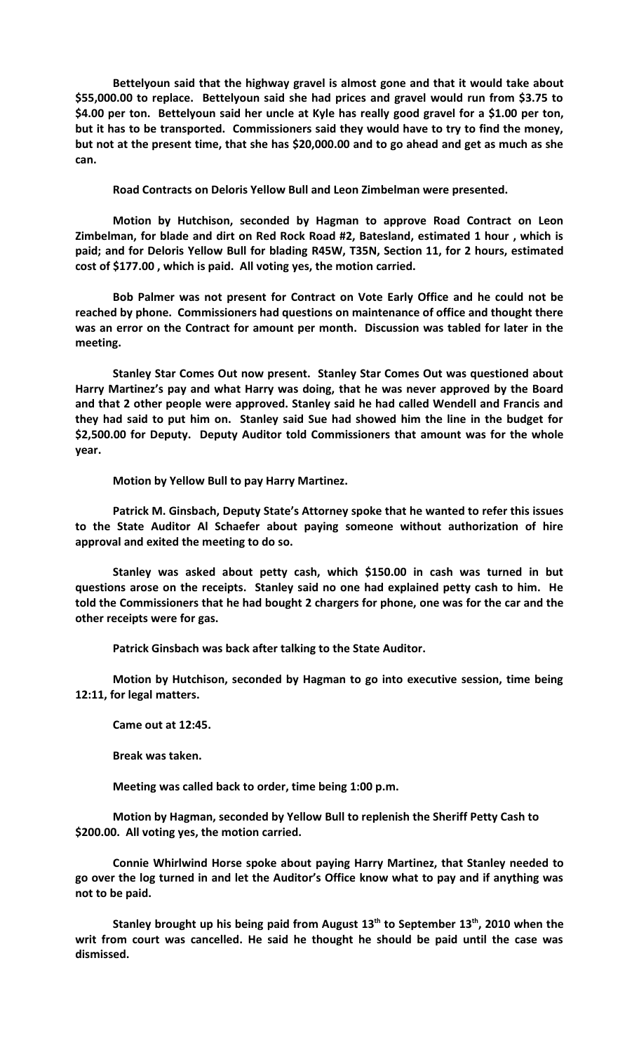**Bettelyoun said that the highway gravel is almost gone and that it would take about $55,000.00 to replace. Bettelyoun said she had prices and gravel would run from $3.75 to $4.00 per ton. Bettelyoun said her uncle at Kyle has really good gravel for a $1.00 per ton, but it has to be transported. Commissioners said they would have to try to find the money, but not at the present time, that she has $20,000.00 and to go ahead and get as much as she can.**

**Road Contracts on Deloris Yellow Bull and Leon Zimbelman were presented.**

**Motion by Hutchison, seconded by Hagman to approve Road Contract on Leon Zimbelman, for blade and dirt on Red Rock Road #2, Batesland, estimated 1 hour , which is paid; and for Deloris Yellow Bull for blading R45W, T35N, Section 11, for 2 hours, estimated cost of $177.00 , which is paid. All voting yes, the motion carried.**

**Bob Palmer was not present for Contract on Vote Early Office and he could not be reached by phone. Commissioners had questions on maintenance of office and thought there was an error on the Contract for amount per month. Discussion was tabled for later in the meeting.**

**Stanley Star Comes Out now present. Stanley Star Comes Out was questioned about Harry Martinez's pay and what Harry was doing, that he was never approved by the Board and that 2 other people were approved. Stanley said he had called Wendell and Francis and they had said to put him on. Stanley said Sue had showed him the line in the budget for $2,500.00 for Deputy. Deputy Auditor told Commissioners that amount was for the whole year.**

**Motion by Yellow Bull to pay Harry Martinez.**

**Patrick M. Ginsbach, Deputy State's Attorney spoke that he wanted to refer this issues to the State Auditor Al Schaefer about paying someone without authorization of hire approval and exited the meeting to do so.**

**Stanley was asked about petty cash, which $150.00 in cash was turned in but questions arose on the receipts. Stanley said no one had explained petty cash to him. He told the Commissioners that he had bought 2 chargers for phone, one was for the car and the other receipts were for gas.**

**Patrick Ginsbach was back after talking to the State Auditor.**

**Motion by Hutchison, seconded by Hagman to go into executive session, time being 12:11, for legal matters.**

**Came out at 12:45.**

**Break was taken.**

**Meeting was called back to order, time being 1:00 p.m.**

**Motion by Hagman, seconded by Yellow Bull to replenish the Sheriff Petty Cash to $200.00. All voting yes, the motion carried.**

**Connie Whirlwind Horse spoke about paying Harry Martinez, that Stanley needed to go over the log turned in and let the Auditor's Office know what to pay and if anything was not to be paid.**

**Stanley brought up his being paid from August 13th to September 13th, 2010 when the writ from court was cancelled. He said he thought he should be paid until the case was dismissed.**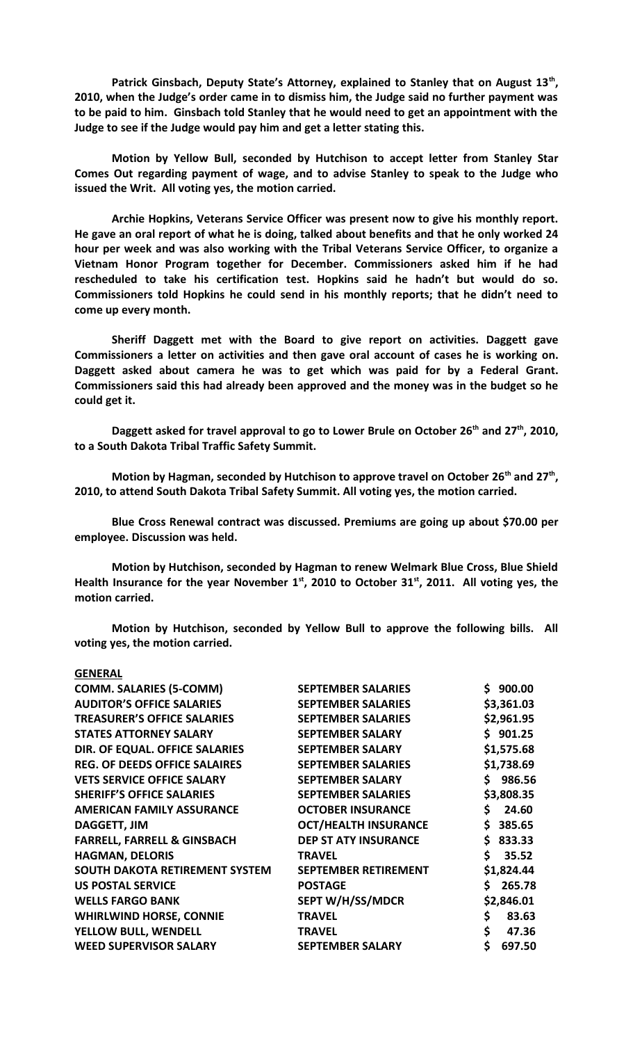**Patrick Ginsbach, Deputy State's Attorney, explained to Stanley that on August 13th, 2010, when the Judge's order came in to dismiss him, the Judge said no further payment was to be paid to him. Ginsbach told Stanley that he would need to get an appointment with the Judge to see if the Judge would pay him and get a letter stating this.**

**Motion by Yellow Bull, seconded by Hutchison to accept letter from Stanley Star Comes Out regarding payment of wage, and to advise Stanley to speak to the Judge who issued the Writ. All voting yes, the motion carried.**

**Archie Hopkins, Veterans Service Officer was present now to give his monthly report. He gave an oral report of what he is doing, talked about benefits and that he only worked 24 hour per week and was also working with the Tribal Veterans Service Officer, to organize a Vietnam Honor Program together for December. Commissioners asked him if he had rescheduled to take his certification test. Hopkins said he hadn't but would do so. Commissioners told Hopkins he could send in his monthly reports; that he didn't need to come up every month.**

**Sheriff Daggett met with the Board to give report on activities. Daggett gave Commissioners a letter on activities and then gave oral account of cases he is working on. Daggett asked about camera he was to get which was paid for by a Federal Grant. Commissioners said this had already been approved and the money was in the budget so he could get it.**

**Daggett asked for travel approval to go to Lower Brule on October 26th and 27th, 2010, to a South Dakota Tribal Traffic Safety Summit.**

**Motion by Hagman, seconded by Hutchison to approve travel on October 26th and 27th, 2010, to attend South Dakota Tribal Safety Summit. All voting yes, the motion carried.**

**Blue Cross Renewal contract was discussed. Premiums are going up about $70.00 per employee. Discussion was held.**

**Motion by Hutchison, seconded by Hagman to renew Welmark Blue Cross, Blue Shield Health Insurance for the year November 1st, 2010 to October 31st, 2011. All voting yes, the motion carried.**

**Motion by Hutchison, seconded by Yellow Bull to approve the following bills. All voting yes, the motion carried.**

**GENERAL**

| | | |
|---|---|---|
| COMM. SALARIES (5-COMM) | SEPTEMBER SALARIES | $ 900.00 |
| AUDITOR'S OFFICE SALARIES | SEPTEMBER SALARIES | $3,361.03 |
| TREASURER'S OFFICE SALARIES | SEPTEMBER SALARIES | $2,961.95 |
| STATES ATTORNEY SALARY | SEPTEMBER SALARY | $ 901.25 |
| DIR. OF EQUAL. OFFICE SALARIES | SEPTEMBER SALARY | $1,575.68 |
| REG. OF DEEDS OFFICE SALAIRES | SEPTEMBER SALARIES | $1,738.69 |
| VETS SERVICE OFFICE SALARY | SEPTEMBER SALARY | $ 986.56 |
| SHERIFF'S OFFICE SALARIES | SEPTEMBER SALARIES | $3,808.35 |
| AMERICAN FAMILY ASSURANCE | OCTOBER INSURANCE | $ 24.60 |
| DAGGETT, JIM | OCT/HEALTH INSURANCE | $ 385.65 |
| FARRELL, FARRELL & GINSBACH | DEP ST ATY INSURANCE | $ 833.33 |
| HAGMAN, DELORIS | TRAVEL | $ 35.52 |
| SOUTH DAKOTA RETIREMENT SYSTEM | SEPTEMBER RETIREMENT | $1,824.44 |
| US POSTAL SERVICE | POSTAGE | $ 265.78 |
| WELLS FARGO BANK | SEPT W/H/SS/MDCR | $2,846.01 |
| WHIRLWIND HORSE, CONNIE | TRAVEL | $ 83.63 |
| YELLOW BULL, WENDELL | TRAVEL | $ 47.36 |
| WEED SUPERVISOR SALARY | SEPTEMBER SALARY | $ 697.50 |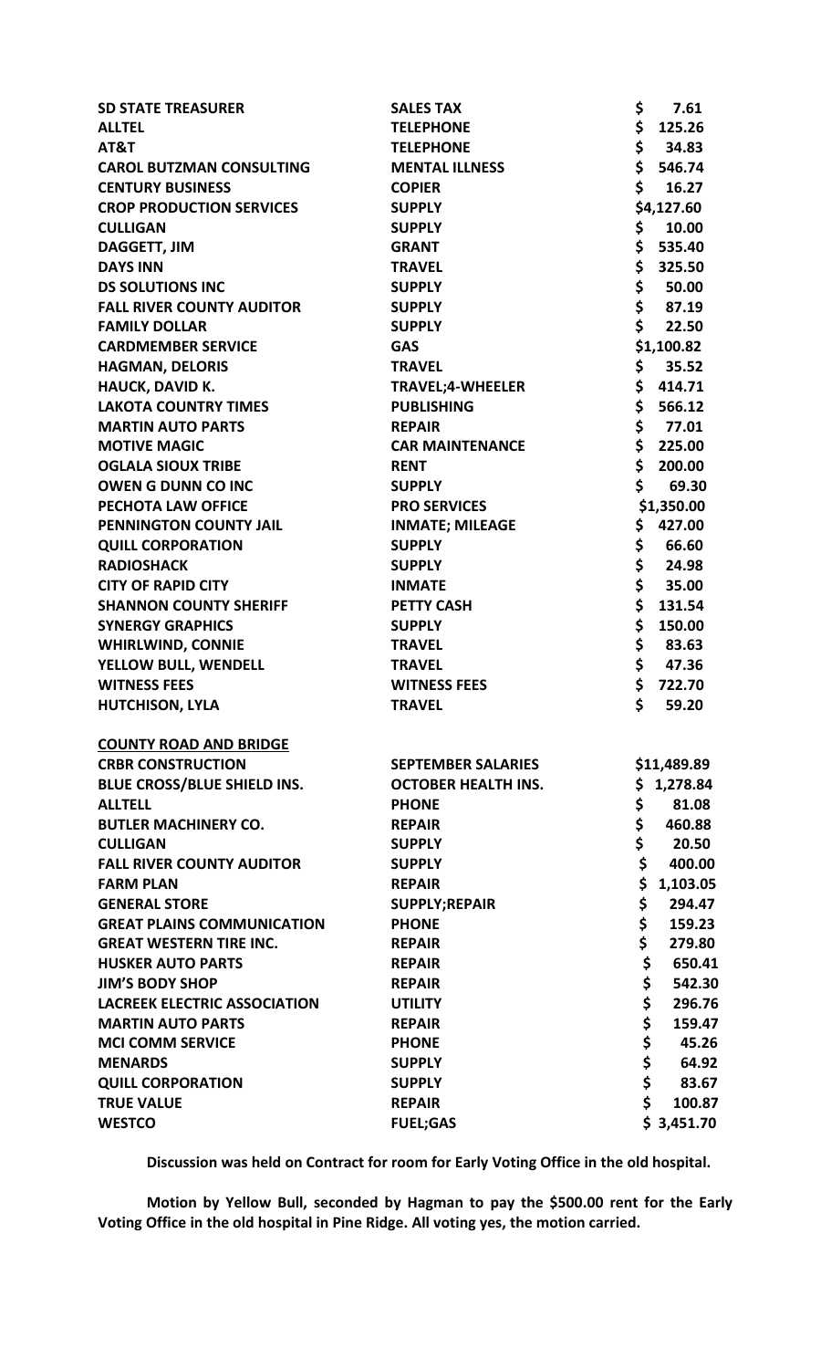| | | |
|---|---|---|
| **SD STATE TREASURER** | **SALES TAX** | **$ 7.61** |
| **ALLTEL** | **TELEPHONE** | **$ 125.26** |
| **AT&T** | **TELEPHONE** | **$ 34.83** |
| **CAROL BUTZMAN CONSULTING** | **MENTAL ILLNESS** | **$ 546.74** |
| **CENTURY BUSINESS** | **COPIER** | **$ 16.27** |
| **CROP PRODUCTION SERVICES** | **SUPPLY** | **$4,127.60** |
| **CULLIGAN** | **SUPPLY** | **$ 10.00** |
| **DAGGETT, JIM** | **GRANT** | **$ 535.40** |
| **DAYS INN** | **TRAVEL** | **$ 325.50** |
| **DS SOLUTIONS INC** | **SUPPLY** | **$ 50.00** |
| **FALL RIVER COUNTY AUDITOR** | **SUPPLY** | **$ 87.19** |
| **FAMILY DOLLAR** | **SUPPLY** | **$ 22.50** |
| **CARDMEMBER SERVICE** | **GAS** | **$1,100.82** |
| **HAGMAN, DELORIS** | **TRAVEL** | **$ 35.52** |
| **HAUCK, DAVID K.** | **TRAVEL;4-WHEELER** | **$ 414.71** |
| **LAKOTA COUNTRY TIMES** | **PUBLISHING** | **$ 566.12** |
| **MARTIN AUTO PARTS** | **REPAIR** | **$ 77.01** |
| **MOTIVE MAGIC** | **CAR MAINTENANCE** | **$ 225.00** |
| **OGLALA SIOUX TRIBE** | **RENT** | **$ 200.00** |
| **OWEN G DUNN CO INC** | **SUPPLY** | **$ 69.30** |
| **PECHOTA LAW OFFICE** | **PRO SERVICES** | **$1,350.00** |
| **PENNINGTON COUNTY JAIL** | **INMATE; MILEAGE** | **$ 427.00** |
| **QUILL CORPORATION** | **SUPPLY** | **$ 66.60** |
| **RADIOSHACK** | **SUPPLY** | **$ 24.98** |
| **CITY OF RAPID CITY** | **INMATE** | **$ 35.00** |
| **SHANNON COUNTY SHERIFF** | **PETTY CASH** | **$ 131.54** |
| **SYNERGY GRAPHICS** | **SUPPLY** | **$ 150.00** |
| **WHIRLWIND, CONNIE** | **TRAVEL** | **$ 83.63** |
| **YELLOW BULL, WENDELL** | **TRAVEL** | **$ 47.36** |
| **WITNESS FEES** | **WITNESS FEES** | **$ 722.70** |
| **HUTCHISON, LYLA** | **TRAVEL** | **$ 59.20** |

**COUNTY ROAD AND BRIDGE**

| | | |
|---|---|---|
| **CRBR CONSTRUCTION** | **SEPTEMBER SALARIES** | **$11,489.89** |
| **BLUE CROSS/BLUE SHIELD INS.** | **OCTOBER HEALTH INS.** | **$ 1,278.84** |
| **ALLTELL** | **PHONE** | **$ 81.08** |
| **BUTLER MACHINERY CO.** | **REPAIR** | **$ 460.88** |
| **CULLIGAN** | **SUPPLY** | **$ 20.50** |
| **FALL RIVER COUNTY AUDITOR** | **SUPPLY** | **$ 400.00** |
| **FARM PLAN** | **REPAIR** | **$ 1,103.05** |
| **GENERAL STORE** | **SUPPLY;REPAIR** | **$ 294.47** |
| **GREAT PLAINS COMMUNICATION** | **PHONE** | **$ 159.23** |
| **GREAT WESTERN TIRE INC.** | **REPAIR** | **$ 279.80** |
| **HUSKER AUTO PARTS** | **REPAIR** | **$ 650.41** |
| **JIM'S BODY SHOP** | **REPAIR** | **$ 542.30** |
| **LACREEK ELECTRIC ASSOCIATION** | **UTILITY** | **$ 296.76** |
| **MARTIN AUTO PARTS** | **REPAIR** | **$ 159.47** |
| **MCI COMM SERVICE** | **PHONE** | **$ 45.26** |
| **MENARDS** | **SUPPLY** | **$ 64.92** |
| **QUILL CORPORATION** | **SUPPLY** | **$ 83.67** |
| **TRUE VALUE** | **REPAIR** | **$ 100.87** |
| **WESTCO** | **FUEL;GAS** | **$ 3,451.70** |

**Discussion was held on Contract for room for Early Voting Office in the old hospital.**

**Motion by Yellow Bull, seconded by Hagman to pay the $500.00 rent for the Early Voting Office in the old hospital in Pine Ridge. All voting yes, the motion carried.**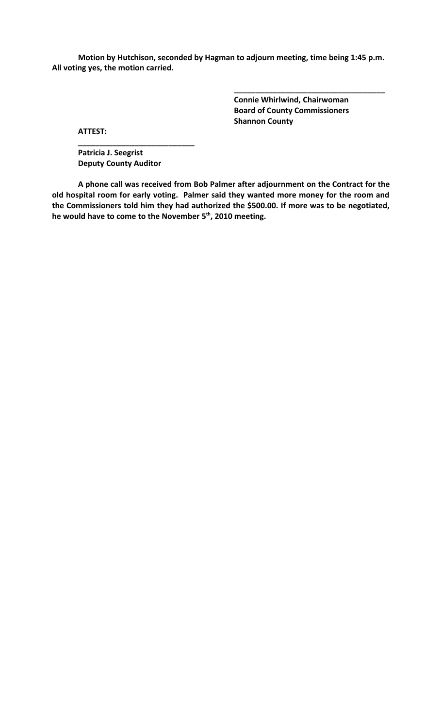**Motion by Hutchison, seconded by Hagman to adjourn meeting, time being 1:45 p.m. All voting yes, the motion carried.**

**\_\_\_\_\_\_\_\_\_\_\_\_\_\_\_\_\_\_\_\_\_\_\_\_\_\_\_\_\_\_\_\_\_\_\_**
**Connie Whirlwind, Chairwoman**
**Board of County Commissioners**
**Shannon County**

**ATTEST:**

**\_\_\_\_\_\_\_\_\_\_\_\_\_\_\_\_\_\_\_\_\_\_\_\_\_\_\_\_**
**Patricia J. Seegrist**
**Deputy County Auditor**

**A phone call was received from Bob Palmer after adjournment on the Contract for the old hospital room for early voting. Palmer said they wanted more money for the room and the Commissioners told him they had authorized the $500.00. If more was to be negotiated, he would have to come to the November 5th, 2010 meeting.**